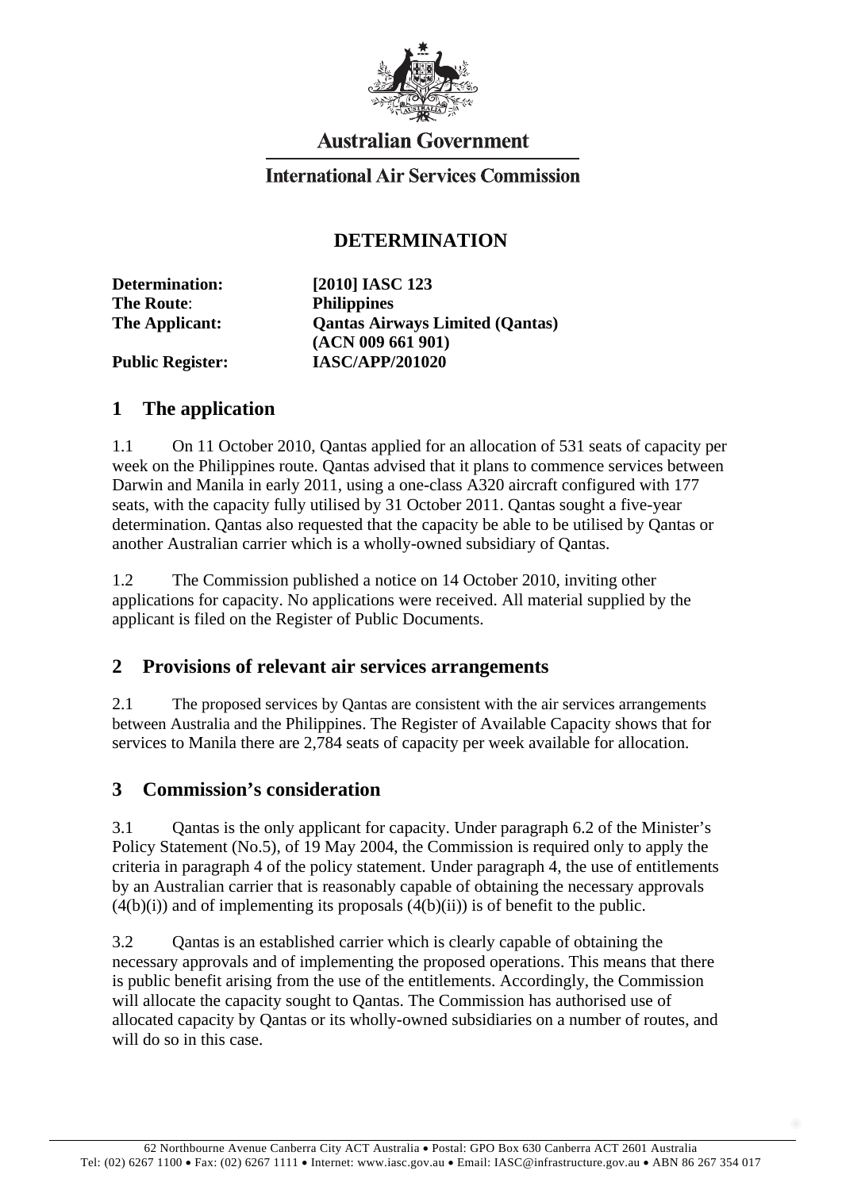Australian Government

International Air Services Commission

# DETERMINATION

| | |
|---|---|
| **Determination:** | **[2010] IASC 123** |
| **The Route:** | **Philippines** |
| **The Applicant:** | **Qantas Airways Limited (Qantas) (ACN 009 661 901)** |
| **Public Register:** | **IASC/APP/201020** |

## 1 The application

1.1 On 11 October 2010, Qantas applied for an allocation of 531 seats of capacity per week on the Philippines route. Qantas advised that it plans to commence services between Darwin and Manila in early 2011, using a one-class A320 aircraft configured with 177 seats, with the capacity fully utilised by 31 October 2011. Qantas sought a five-year determination. Qantas also requested that the capacity be able to be utilised by Qantas or another Australian carrier which is a wholly-owned subsidiary of Qantas.

1.2 The Commission published a notice on 14 October 2010, inviting other applications for capacity. No applications were received. All material supplied by the applicant is filed on the Register of Public Documents.

## 2 Provisions of relevant air services arrangements

2.1 The proposed services by Qantas are consistent with the air services arrangements between Australia and the Philippines. The Register of Available Capacity shows that for services to Manila there are 2,784 seats of capacity per week available for allocation.

## 3 Commission's consideration

3.1 Qantas is the only applicant for capacity. Under paragraph 6.2 of the Minister's Policy Statement (No.5), of 19 May 2004, the Commission is required only to apply the criteria in paragraph 4 of the policy statement. Under paragraph 4, the use of entitlements by an Australian carrier that is reasonably capable of obtaining the necessary approvals (4(b)(i)) and of implementing its proposals (4(b)(ii)) is of benefit to the public.

3.2 Qantas is an established carrier which is clearly capable of obtaining the necessary approvals and of implementing the proposed operations. This means that there is public benefit arising from the use of the entitlements. Accordingly, the Commission will allocate the capacity sought to Qantas. The Commission has authorised use of allocated capacity by Qantas or its wholly-owned subsidiaries on a number of routes, and will do so in this case.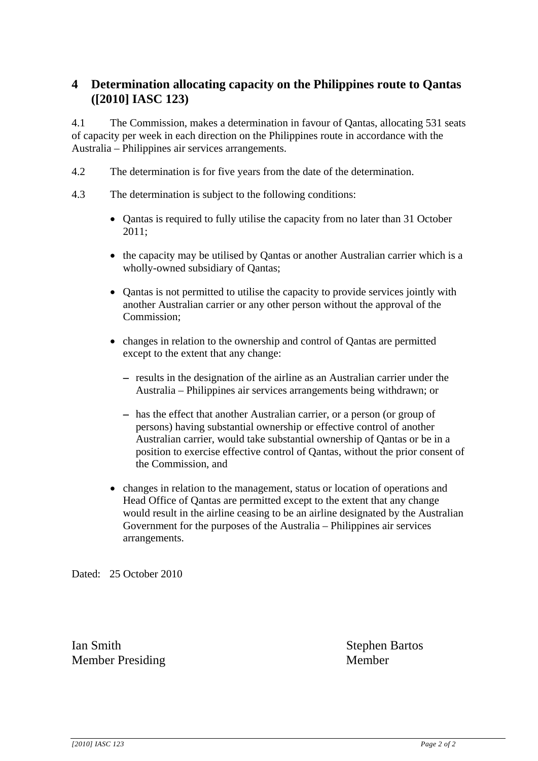## 4 Determination allocating capacity on the Philippines route to Qantas ([2010] IASC 123)

4.1 The Commission, makes a determination in favour of Qantas, allocating 531 seats of capacity per week in each direction on the Philippines route in accordance with the Australia – Philippines air services arrangements.

4.2 The determination is for five years from the date of the determination.

4.3 The determination is subject to the following conditions:

- Qantas is required to fully utilise the capacity from no later than 31 October 2011;
- the capacity may be utilised by Qantas or another Australian carrier which is a wholly-owned subsidiary of Qantas;
- Qantas is not permitted to utilise the capacity to provide services jointly with another Australian carrier or any other person without the approval of the Commission;
- changes in relation to the ownership and control of Qantas are permitted except to the extent that any change:
  - results in the designation of the airline as an Australian carrier under the Australia – Philippines air services arrangements being withdrawn; or
  - has the effect that another Australian carrier, or a person (or group of persons) having substantial ownership or effective control of another Australian carrier, would take substantial ownership of Qantas or be in a position to exercise effective control of Qantas, without the prior consent of the Commission, and
- changes in relation to the management, status or location of operations and Head Office of Qantas are permitted except to the extent that any change would result in the airline ceasing to be an airline designated by the Australian Government for the purposes of the Australia – Philippines air services arrangements.

Dated: 25 October 2010

Ian Smith
Member Presiding

Stephen Bartos
Member